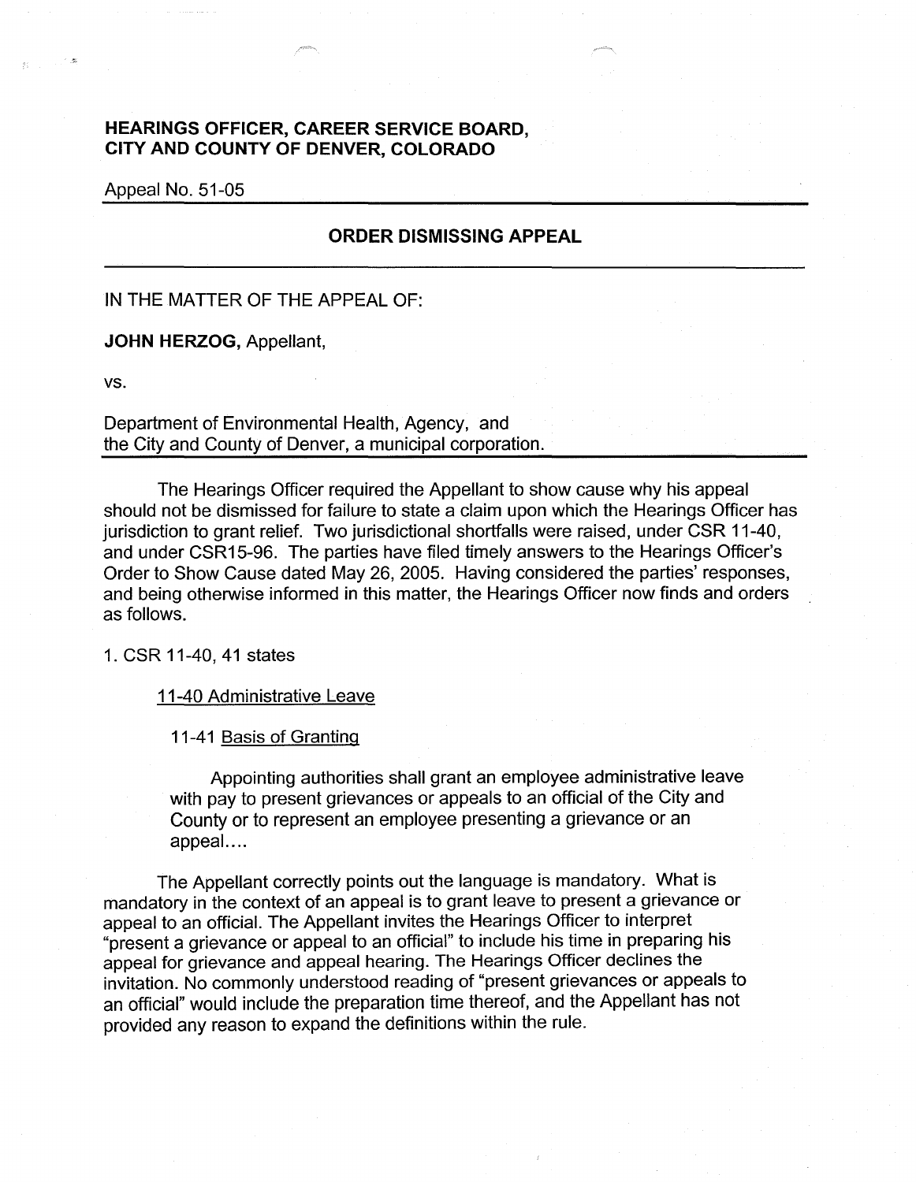**HEARINGS OFFICER, CAREER SERVICE BOARD, CITY AND COUNTY OF DENVER, COLORADO**

Appeal No. 51-05

---

## ORDER DISMISSING APPEAL

---

IN THE MATTER OF THE APPEAL OF:

**JOHN HERZOG,** Appellant,

vs.

Department of Environmental Health, Agency, and the City and County of Denver, a municipal corporation.

---

The Hearings Officer required the Appellant to show cause why his appeal should not be dismissed for failure to state a claim upon which the Hearings Officer has jurisdiction to grant relief. Two jurisdictional shortfalls were raised, under CSR 11-40, and under CSR15-96. The parties have filed timely answers to the Hearings Officer's Order to Show Cause dated May 26, 2005. Having considered the parties' responses, and being otherwise informed in this matter, the Hearings Officer now finds and orders as follows.

1. CSR 11-40, 41 states

> 11-40 Administrative Leave
>
> 11-41 Basis of Granting
>
> Appointing authorities shall grant an employee administrative leave with pay to present grievances or appeals to an official of the City and County or to represent an employee presenting a grievance or an appeal....

The Appellant correctly points out the language is mandatory. What is mandatory in the context of an appeal is to grant leave to present a grievance or appeal to an official. The Appellant invites the Hearings Officer to interpret "present a grievance or appeal to an official" to include his time in preparing his appeal for grievance and appeal hearing. The Hearings Officer declines the invitation. No commonly understood reading of "present grievances or appeals to an official" would include the preparation time thereof, and the Appellant has not provided any reason to expand the definitions within the rule.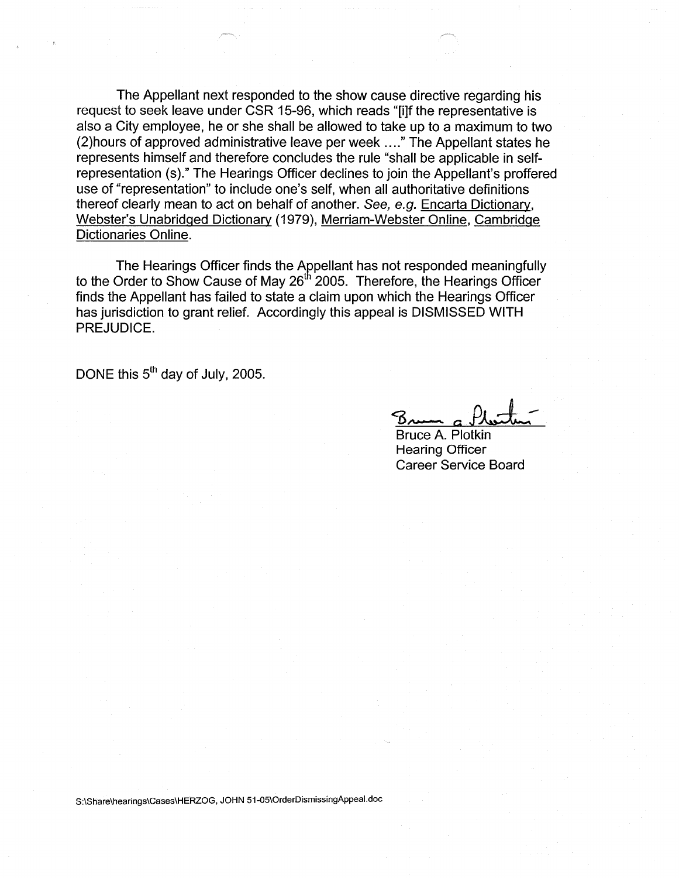The Appellant next responded to the show cause directive regarding his request to seek leave under CSR 15-96, which reads "[i]f the representative is also a City employee, he or she shall be allowed to take up to a maximum to two (2)hours of approved administrative leave per week ...." The Appellant states he represents himself and therefore concludes the rule "shall be applicable in self-representation (s)." The Hearings Officer declines to join the Appellant's proffered use of "representation" to include one's self, when all authoritative definitions thereof clearly mean to act on behalf of another. *See, e.g.* Encarta Dictionary, Webster's Unabridged Dictionary (1979), Merriam-Webster Online, Cambridge Dictionaries Online.

The Hearings Officer finds the Appellant has not responded meaningfully to the Order to Show Cause of May 26th 2005. Therefore, the Hearings Officer finds the Appellant has failed to state a claim upon which the Hearings Officer has jurisdiction to grant relief. Accordingly this appeal is DISMISSED WITH PREJUDICE.

DONE this 5th day of July, 2005.

Bruce A. Plotkin
Hearing Officer
Career Service Board

S:\Share\hearings\Cases\HERZOG, JOHN 51-05\OrderDismissingAppeal.doc